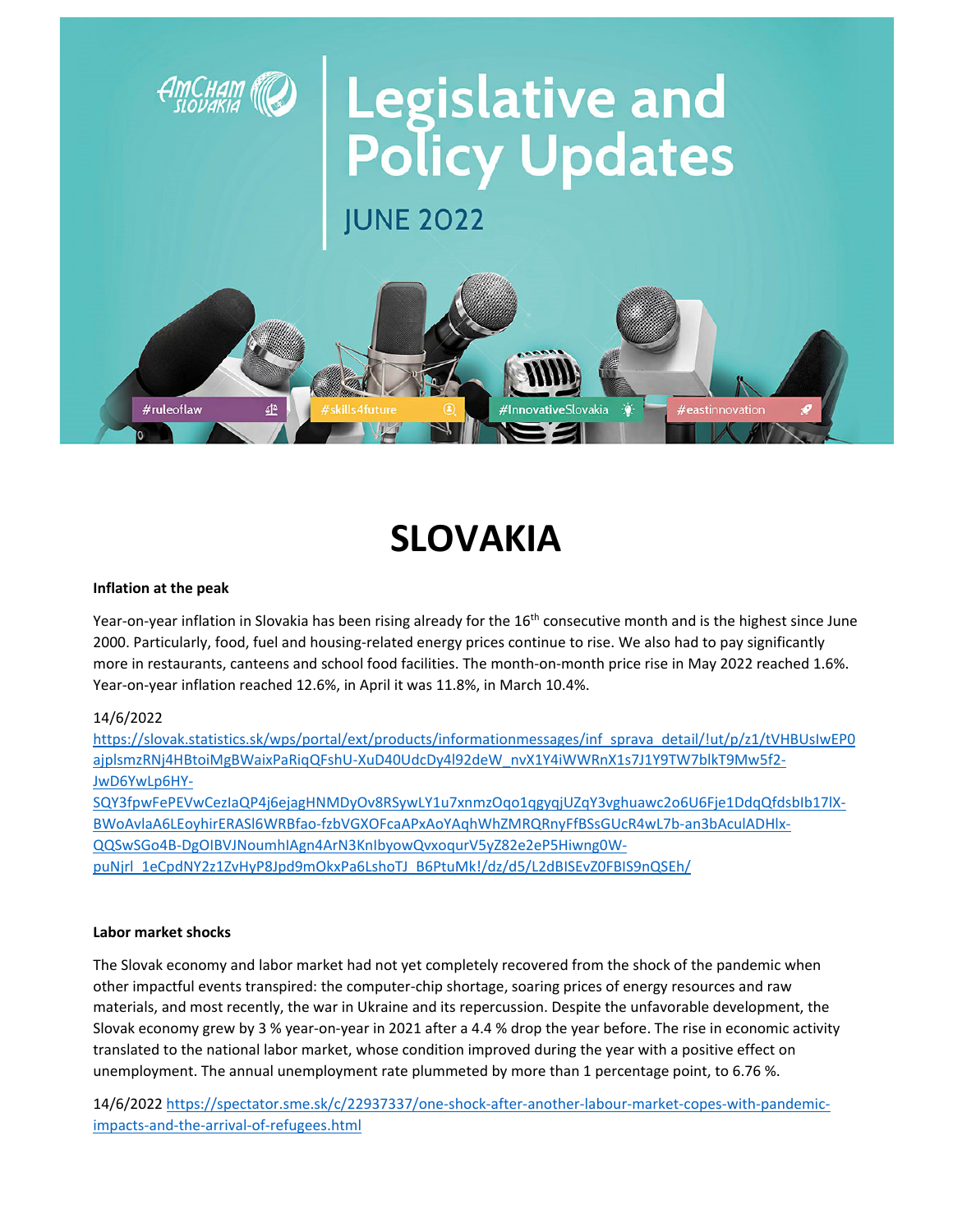# Legislative and Policy Updates

JUNE 2022

#ruleoflaw #skills4future #InnovativeSlovakia #eastinnovation

# SLOVAKIA

**Inflation at the peak**

Year-on-year inflation in Slovakia has been rising already for the 16th consecutive month and is the highest since June 2000. Particularly, food, fuel and housing-related energy prices continue to rise. We also had to pay significantly more in restaurants, canteens and school food facilities. The month-on-month price rise in May 2022 reached 1.6%. Year-on-year inflation reached 12.6%, in April it was 11.8%, in March 10.4%.

14/6/2022
https://slovak.statistics.sk/wps/portal/ext/products/informationmessages/inf_sprava_detail/!ut/p/z1/tVHBUsIwEP0ajplsmzRNj4HBtoiMgBWaixPaRiqQFshU-XuD40UdcDy4l92deW_nvX1Y4iWWRnX1s7J1Y9TW7blkT9Mw5f2-JwD6YwLp6HY-SQY3fpwFePEVwCezlaQP4j6ejagHNMDyOv8RSywLY1u7xnmzOqo1qgyqjUZqY3vghuawc2o6U6Fje1DdqQfdsbIb17lX-BWoAvlaA6LEoyhirERASl6WRBfao-fzbVGXOFcaAPxAoYAqhWhZMRQRnyFfBSsGUcR4wL7b-an3bAculADHlx-QQSwSGo4B-DgOIBVJNoumhlAgn4ArN3KnIbyowQvxoqurV5yZ82e2eP5Hiwng0W-puNjrl_1eCpdNY2z1ZvHyP8Jpd9mOkxPa6LshoTJ_B6PtuMk!/dz/d5/L2dBISEvZ0FBIS9nQSEh/

**Labor market shocks**

The Slovak economy and labor market had not yet completely recovered from the shock of the pandemic when other impactful events transpired: the computer-chip shortage, soaring prices of energy resources and raw materials, and most recently, the war in Ukraine and its repercussion. Despite the unfavorable development, the Slovak economy grew by 3 % year-on-year in 2021 after a 4.4 % drop the year before. The rise in economic activity translated to the national labor market, whose condition improved during the year with a positive effect on unemployment. The annual unemployment rate plummeted by more than 1 percentage point, to 6.76 %.

14/6/2022 https://spectator.sme.sk/c/22937337/one-shock-after-another-labour-market-copes-with-pandemic-impacts-and-the-arrival-of-refugees.html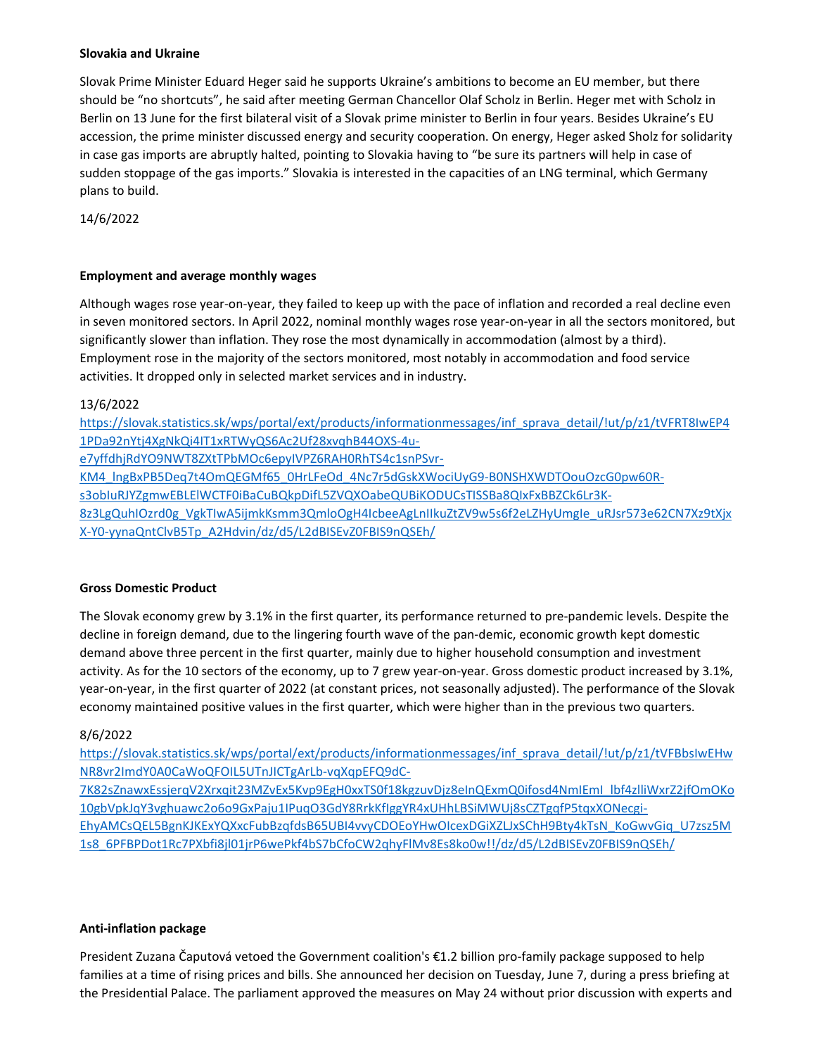**Slovakia and Ukraine**

Slovak Prime Minister Eduard Heger said he supports Ukraine's ambitions to become an EU member, but there should be "no shortcuts", he said after meeting German Chancellor Olaf Scholz in Berlin. Heger met with Scholz in Berlin on 13 June for the first bilateral visit of a Slovak prime minister to Berlin in four years. Besides Ukraine's EU accession, the prime minister discussed energy and security cooperation. On energy, Heger asked Sholz for solidarity in case gas imports are abruptly halted, pointing to Slovakia having to "be sure its partners will help in case of sudden stoppage of the gas imports." Slovakia is interested in the capacities of an LNG terminal, which Germany plans to build.

14/6/2022

**Employment and average monthly wages**

Although wages rose year-on-year, they failed to keep up with the pace of inflation and recorded a real decline even in seven monitored sectors. In April 2022, nominal monthly wages rose year-on-year in all the sectors monitored, but significantly slower than inflation. They rose the most dynamically in accommodation (almost by a third). Employment rose in the majority of the sectors monitored, most notably in accommodation and food service activities. It dropped only in selected market services and in industry.

13/6/2022
https://slovak.statistics.sk/wps/portal/ext/products/informationmessages/inf_sprava_detail/!ut/p/z1/tVFRT8IwEP41PDa92nYtj4XgNkQi4lT1xRTWyQS6Ac2Uf28xvqhB44OXS-4u-e7yffdhjRdYO9NWT8ZXtTPbMOc6epyIVPZ6RAH0RhTS4c1snPSvr-KM4_lngBxPB5Deq7t4OmQEGMf65_0HrLFeOd_4Nc7r5dGskXWociUyG9-B0NSHXWDTOouOzcG0pw60R-s3obIuRJYZgmwEBLElWCTF0iBaCuBQkpDifL5ZVQXOabeQUBiKODUCsTISSBa8QIxFxBBZCk6Lr3K-8z3LgQuhIOzrd0g_VgkTIwA5ijmkKsmm3QmloOgH4IcbeeAgLnIIkuZtZV9w5s6f2eLZHyUmgIe_uRJsr573e62CN7Xz9tXjxX-Y0-yynaQntClvB5Tp_A2Hdvin/dz/d5/L2dBISEvZ0FBIS9nQSEh/

**Gross Domestic Product**

The Slovak economy grew by 3.1% in the first quarter, its performance returned to pre-pandemic levels. Despite the decline in foreign demand, due to the lingering fourth wave of the pan-demic, economic growth kept domestic demand above three percent in the first quarter, mainly due to higher household consumption and investment activity. As for the 10 sectors of the economy, up to 7 grew year-on-year. Gross domestic product increased by 3.1%, year-on-year, in the first quarter of 2022 (at constant prices, not seasonally adjusted). The performance of the Slovak economy maintained positive values in the first quarter, which were higher than in the previous two quarters.

8/6/2022
https://slovak.statistics.sk/wps/portal/ext/products/informationmessages/inf_sprava_detail/!ut/p/z1/tVFBbsIwEHwNR8vr2ImdY0A0CaWoQFOIL5UTnJICTgArLb-vqXqpEFQ9dC-7K82sZnawxEssjerqV2Xrxqit23MZvEx5Kvp9EgH0xxTS0f18kgzuvDjz8eInQExmQ0ifosd4NmIEmI_lbf4zlliWxrZ2jfOmOKo10gbVpkJqY3vghuawc2o6o9GxPaju1IPuqO3GdY8RrkKfIggYR4xUHhLBSiMWUj8sCZTgqfP5tqxXONecgi-EhyAMCsQEL5BgnKJKExYQXxcFubBzqfdsB65UBI4vvyCDOEoYHwOIcexDGiXZLJxSChH9Bty4kTsN_KoGwvGiq_U7zsz5M1s8_6PFBPDot1Rc7PXbfi8jl01jrP6wePkf4bS7bCfoCW2qhyFlMv8Es8ko0w!!/dz/d5/L2dBISEvZ0FBIS9nQSEh/

**Anti-inflation package**

President Zuzana Čaputová vetoed the Government coalition's €1.2 billion pro-family package supposed to help families at a time of rising prices and bills. She announced her decision on Tuesday, June 7, during a press briefing at the Presidential Palace. The parliament approved the measures on May 24 without prior discussion with experts and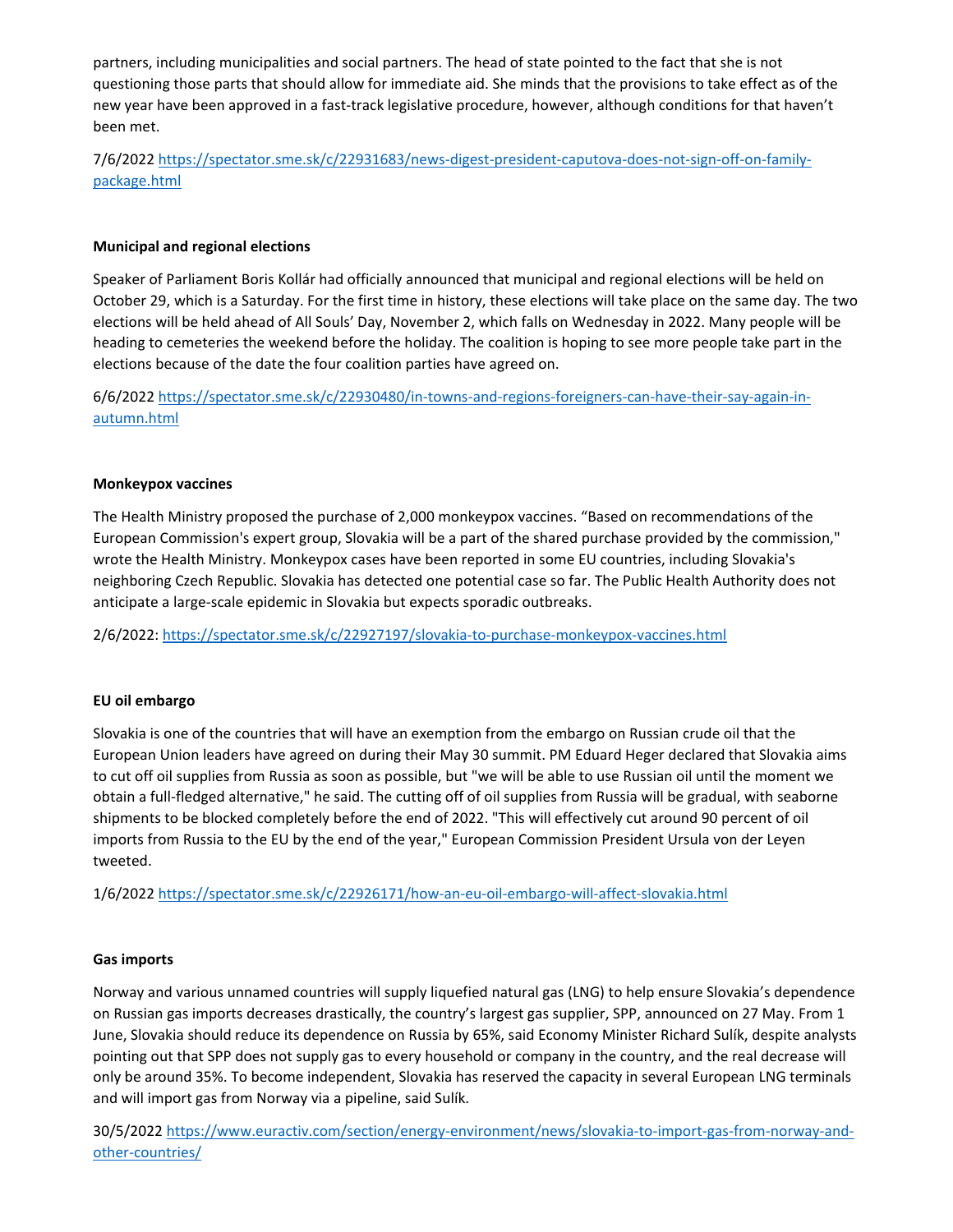partners, including municipalities and social partners. The head of state pointed to the fact that she is not questioning those parts that should allow for immediate aid. She minds that the provisions to take effect as of the new year have been approved in a fast-track legislative procedure, however, although conditions for that haven't been met.

7/6/2022 https://spectator.sme.sk/c/22931683/news-digest-president-caputova-does-not-sign-off-on-family-package.html

**Municipal and regional elections**

Speaker of Parliament Boris Kollár had officially announced that municipal and regional elections will be held on October 29, which is a Saturday. For the first time in history, these elections will take place on the same day. The two elections will be held ahead of All Souls' Day, November 2, which falls on Wednesday in 2022. Many people will be heading to cemeteries the weekend before the holiday. The coalition is hoping to see more people take part in the elections because of the date the four coalition parties have agreed on.

6/6/2022 https://spectator.sme.sk/c/22930480/in-towns-and-regions-foreigners-can-have-their-say-again-in-autumn.html

**Monkeypox vaccines**

The Health Ministry proposed the purchase of 2,000 monkeypox vaccines. "Based on recommendations of the European Commission's expert group, Slovakia will be a part of the shared purchase provided by the commission," wrote the Health Ministry. Monkeypox cases have been reported in some EU countries, including Slovakia's neighboring Czech Republic. Slovakia has detected one potential case so far. The Public Health Authority does not anticipate a large-scale epidemic in Slovakia but expects sporadic outbreaks.

2/6/2022: https://spectator.sme.sk/c/22927197/slovakia-to-purchase-monkeypox-vaccines.html

**EU oil embargo**

Slovakia is one of the countries that will have an exemption from the embargo on Russian crude oil that the European Union leaders have agreed on during their May 30 summit. PM Eduard Heger declared that Slovakia aims to cut off oil supplies from Russia as soon as possible, but "we will be able to use Russian oil until the moment we obtain a full-fledged alternative," he said. The cutting off of oil supplies from Russia will be gradual, with seaborne shipments to be blocked completely before the end of 2022. "This will effectively cut around 90 percent of oil imports from Russia to the EU by the end of the year," European Commission President Ursula von der Leyen tweeted.

1/6/2022 https://spectator.sme.sk/c/22926171/how-an-eu-oil-embargo-will-affect-slovakia.html

**Gas imports**

Norway and various unnamed countries will supply liquefied natural gas (LNG) to help ensure Slovakia's dependence on Russian gas imports decreases drastically, the country's largest gas supplier, SPP, announced on 27 May. From 1 June, Slovakia should reduce its dependence on Russia by 65%, said Economy Minister Richard Sulík, despite analysts pointing out that SPP does not supply gas to every household or company in the country, and the real decrease will only be around 35%. To become independent, Slovakia has reserved the capacity in several European LNG terminals and will import gas from Norway via a pipeline, said Sulík.

30/5/2022 https://www.euractiv.com/section/energy-environment/news/slovakia-to-import-gas-from-norway-and-other-countries/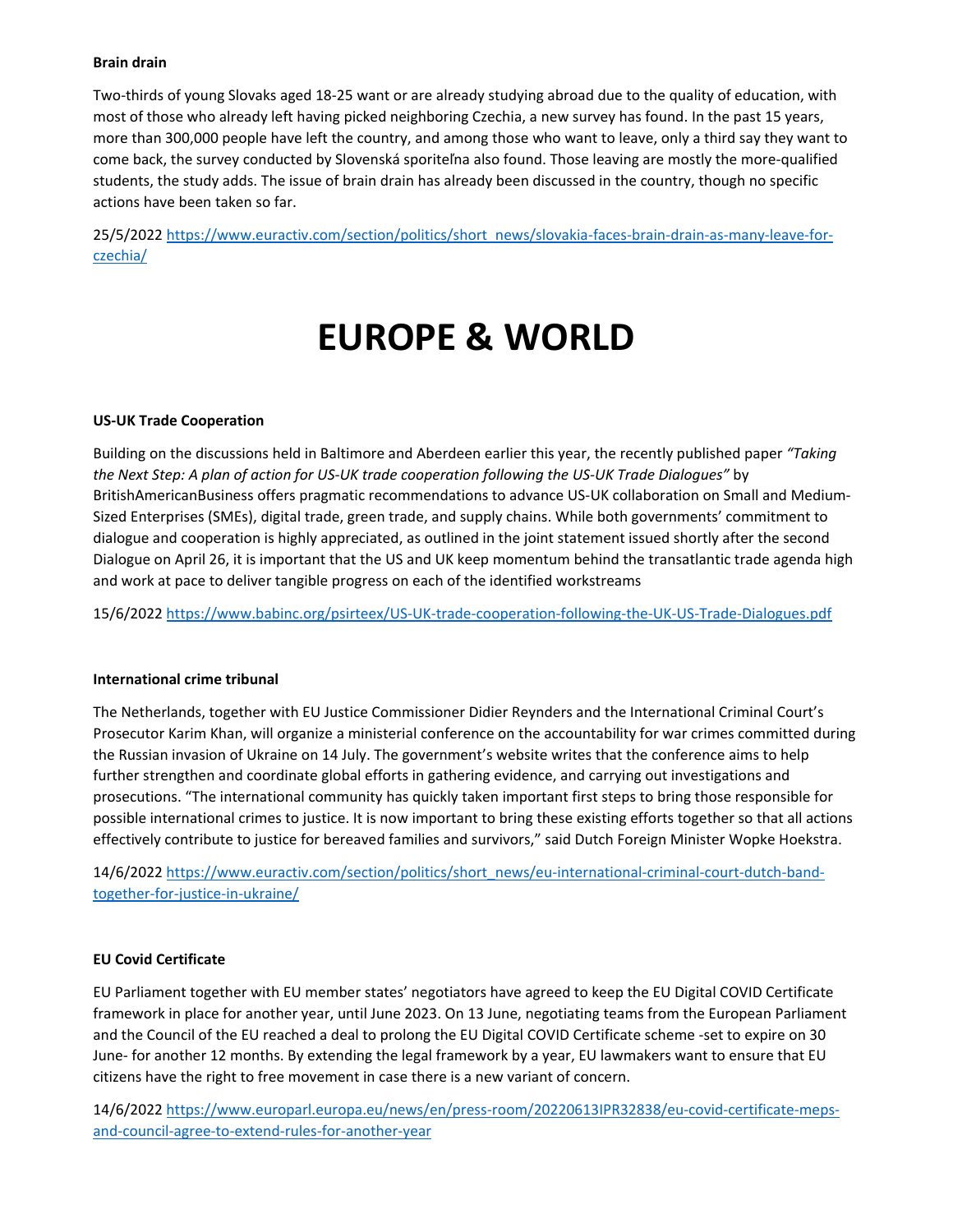**Brain drain**

Two-thirds of young Slovaks aged 18-25 want or are already studying abroad due to the quality of education, with most of those who already left having picked neighboring Czechia, a new survey has found. In the past 15 years, more than 300,000 people have left the country, and among those who want to leave, only a third say they want to come back, the survey conducted by Slovenská sporiteľna also found. Those leaving are mostly the more-qualified students, the study adds. The issue of brain drain has already been discussed in the country, though no specific actions have been taken so far.

25/5/2022 https://www.euractiv.com/section/politics/short_news/slovakia-faces-brain-drain-as-many-leave-for-czechia/

# EUROPE & WORLD

**US-UK Trade Cooperation**

Building on the discussions held in Baltimore and Aberdeen earlier this year, the recently published paper *"Taking the Next Step: A plan of action for US-UK trade cooperation following the US-UK Trade Dialogues"* by BritishAmericanBusiness offers pragmatic recommendations to advance US-UK collaboration on Small and Medium-Sized Enterprises (SMEs), digital trade, green trade, and supply chains. While both governments' commitment to dialogue and cooperation is highly appreciated, as outlined in the joint statement issued shortly after the second Dialogue on April 26, it is important that the US and UK keep momentum behind the transatlantic trade agenda high and work at pace to deliver tangible progress on each of the identified workstreams

15/6/2022 https://www.babinc.org/psirteex/US-UK-trade-cooperation-following-the-UK-US-Trade-Dialogues.pdf

**International crime tribunal**

The Netherlands, together with EU Justice Commissioner Didier Reynders and the International Criminal Court's Prosecutor Karim Khan, will organize a ministerial conference on the accountability for war crimes committed during the Russian invasion of Ukraine on 14 July. The government's website writes that the conference aims to help further strengthen and coordinate global efforts in gathering evidence, and carrying out investigations and prosecutions. "The international community has quickly taken important first steps to bring those responsible for possible international crimes to justice. It is now important to bring these existing efforts together so that all actions effectively contribute to justice for bereaved families and survivors," said Dutch Foreign Minister Wopke Hoekstra.

14/6/2022 https://www.euractiv.com/section/politics/short_news/eu-international-criminal-court-dutch-band-together-for-justice-in-ukraine/

**EU Covid Certificate**

EU Parliament together with EU member states' negotiators have agreed to keep the EU Digital COVID Certificate framework in place for another year, until June 2023. On 13 June, negotiating teams from the European Parliament and the Council of the EU reached a deal to prolong the EU Digital COVID Certificate scheme -set to expire on 30 June- for another 12 months. By extending the legal framework by a year, EU lawmakers want to ensure that EU citizens have the right to free movement in case there is a new variant of concern.

14/6/2022 https://www.europarl.europa.eu/news/en/press-room/20220613IPR32838/eu-covid-certificate-meps-and-council-agree-to-extend-rules-for-another-year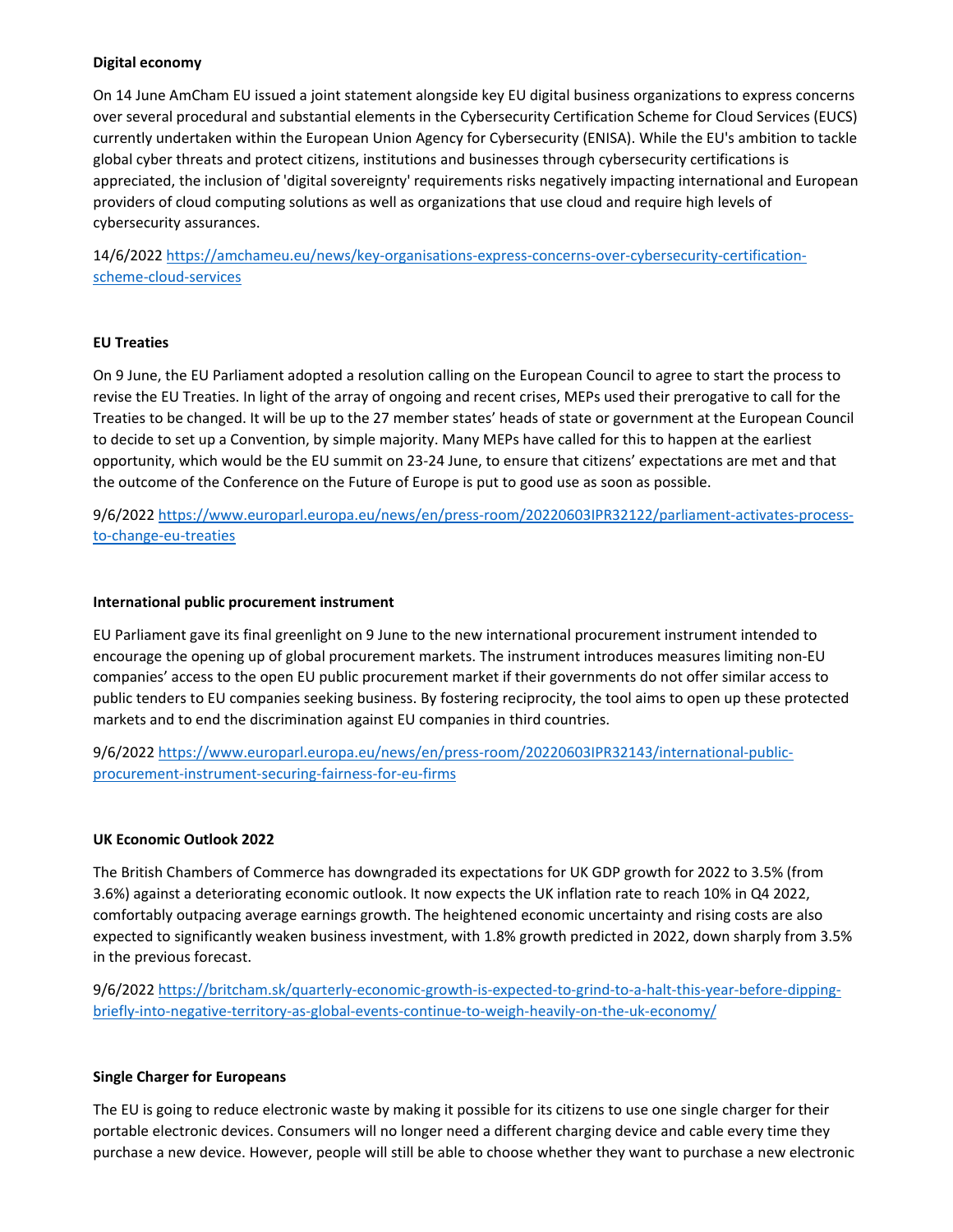**Digital economy**

On 14 June AmCham EU issued a joint statement alongside key EU digital business organizations to express concerns over several procedural and substantial elements in the Cybersecurity Certification Scheme for Cloud Services (EUCS) currently undertaken within the European Union Agency for Cybersecurity (ENISA). While the EU's ambition to tackle global cyber threats and protect citizens, institutions and businesses through cybersecurity certifications is appreciated, the inclusion of 'digital sovereignty' requirements risks negatively impacting international and European providers of cloud computing solutions as well as organizations that use cloud and require high levels of cybersecurity assurances.

14/6/2022 https://amchameu.eu/news/key-organisations-express-concerns-over-cybersecurity-certification-scheme-cloud-services

**EU Treaties**

On 9 June, the EU Parliament adopted a resolution calling on the European Council to agree to start the process to revise the EU Treaties. In light of the array of ongoing and recent crises, MEPs used their prerogative to call for the Treaties to be changed. It will be up to the 27 member states' heads of state or government at the European Council to decide to set up a Convention, by simple majority. Many MEPs have called for this to happen at the earliest opportunity, which would be the EU summit on 23-24 June, to ensure that citizens' expectations are met and that the outcome of the Conference on the Future of Europe is put to good use as soon as possible.

9/6/2022 https://www.europarl.europa.eu/news/en/press-room/20220603IPR32122/parliament-activates-process-to-change-eu-treaties

**International public procurement instrument**

EU Parliament gave its final greenlight on 9 June to the new international procurement instrument intended to encourage the opening up of global procurement markets. The instrument introduces measures limiting non-EU companies' access to the open EU public procurement market if their governments do not offer similar access to public tenders to EU companies seeking business. By fostering reciprocity, the tool aims to open up these protected markets and to end the discrimination against EU companies in third countries.

9/6/2022 https://www.europarl.europa.eu/news/en/press-room/20220603IPR32143/international-public-procurement-instrument-securing-fairness-for-eu-firms

**UK Economic Outlook 2022**

The British Chambers of Commerce has downgraded its expectations for UK GDP growth for 2022 to 3.5% (from 3.6%) against a deteriorating economic outlook. It now expects the UK inflation rate to reach 10% in Q4 2022, comfortably outpacing average earnings growth. The heightened economic uncertainty and rising costs are also expected to significantly weaken business investment, with 1.8% growth predicted in 2022, down sharply from 3.5% in the previous forecast.

9/6/2022 https://britcham.sk/quarterly-economic-growth-is-expected-to-grind-to-a-halt-this-year-before-dipping-briefly-into-negative-territory-as-global-events-continue-to-weigh-heavily-on-the-uk-economy/

**Single Charger for Europeans**

The EU is going to reduce electronic waste by making it possible for its citizens to use one single charger for their portable electronic devices. Consumers will no longer need a different charging device and cable every time they purchase a new device. However, people will still be able to choose whether they want to purchase a new electronic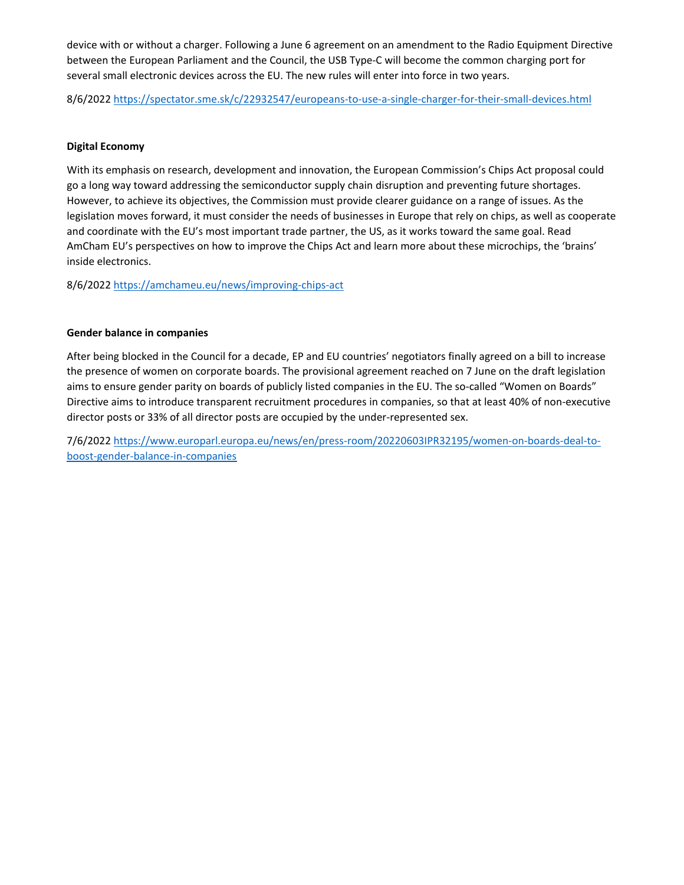device with or without a charger. Following a June 6 agreement on an amendment to the Radio Equipment Directive between the European Parliament and the Council, the USB Type-C will become the common charging port for several small electronic devices across the EU. The new rules will enter into force in two years.

8/6/2022 https://spectator.sme.sk/c/22932547/europeans-to-use-a-single-charger-for-their-small-devices.html

**Digital Economy**

With its emphasis on research, development and innovation, the European Commission's Chips Act proposal could go a long way toward addressing the semiconductor supply chain disruption and preventing future shortages. However, to achieve its objectives, the Commission must provide clearer guidance on a range of issues. As the legislation moves forward, it must consider the needs of businesses in Europe that rely on chips, as well as cooperate and coordinate with the EU's most important trade partner, the US, as it works toward the same goal. Read AmCham EU's perspectives on how to improve the Chips Act and learn more about these microchips, the 'brains' inside electronics.

8/6/2022 https://amchameu.eu/news/improving-chips-act

**Gender balance in companies**

After being blocked in the Council for a decade, EP and EU countries' negotiators finally agreed on a bill to increase the presence of women on corporate boards. The provisional agreement reached on 7 June on the draft legislation aims to ensure gender parity on boards of publicly listed companies in the EU. The so-called "Women on Boards" Directive aims to introduce transparent recruitment procedures in companies, so that at least 40% of non-executive director posts or 33% of all director posts are occupied by the under-represented sex.

7/6/2022 https://www.europarl.europa.eu/news/en/press-room/20220603IPR32195/women-on-boards-deal-to-boost-gender-balance-in-companies